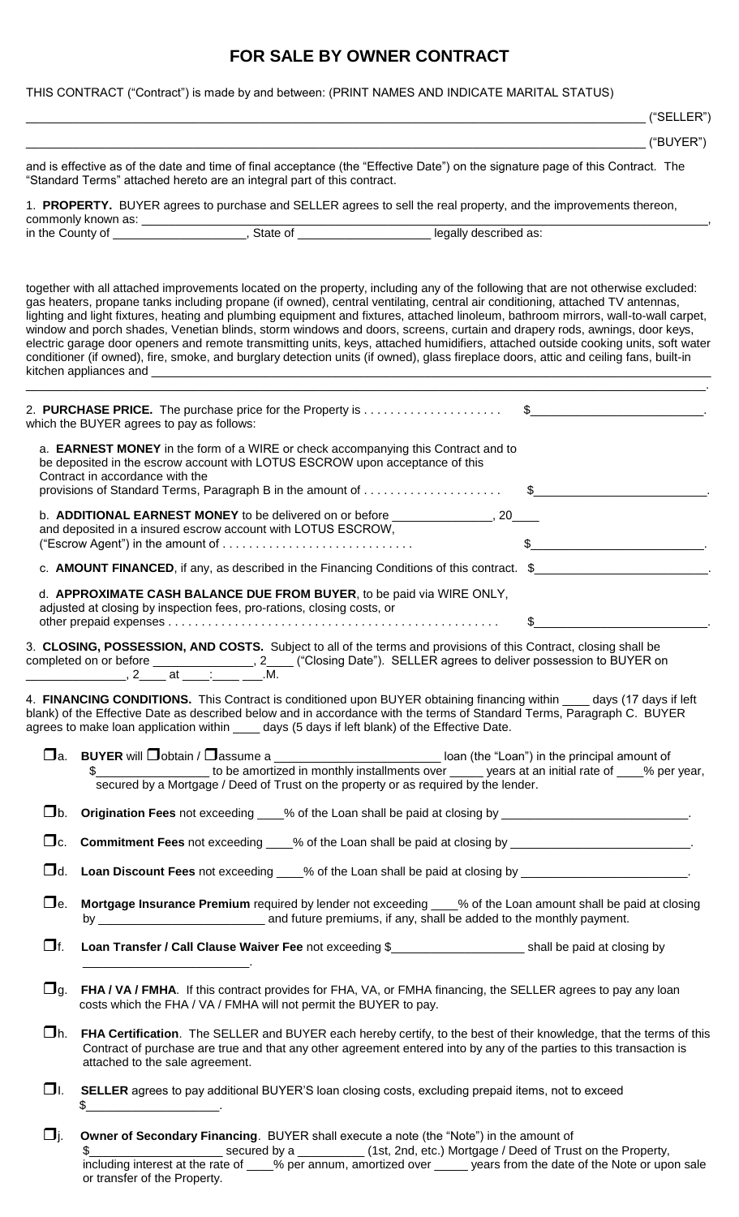# FOR SALE BY OWNER CONTRACT

THIS CONTRACT ("Contract") is made by and between: (PRINT NAMES AND INDICATE MARITAL STATUS)

_______________________________________________________________________________ ("SELLER")

_______________________________________________________________________________ ("BUYER")

and is effective as of the date and time of final acceptance (the "Effective Date") on the signature page of this Contract. The "Standard Terms" attached hereto are an integral part of this contract.

1. **PROPERTY.** BUYER agrees to purchase and SELLER agrees to sell the real property, and the improvements thereon, commonly known as: _______________________________________________________________________________, in the County of ____________________, State of ____________________ legally described as:

together with all attached improvements located on the property, including any of the following that are not otherwise excluded: gas heaters, propane tanks including propane (if owned), central ventilating, central air conditioning, attached TV antennas, lighting and light fixtures, heating and plumbing equipment and fixtures, attached linoleum, bathroom mirrors, wall-to-wall carpet, window and porch shades, Venetian blinds, storm windows and doors, screens, curtain and drapery rods, awnings, door keys, electric garage door openers and remote transmitting units, keys, attached humidifiers, attached outside cooking units, soft water conditioner (if owned), fire, smoke, and burglary detection units (if owned), glass fireplace doors, attic and ceiling fans, built-in kitchen appliances and _______________________________________________________________________________

_______________________________________________________________________________.

2. **PURCHASE PRICE.** The purchase price for the Property is . . . . . . . . . . . . . . . . . . . . . $_________________________.
which the BUYER agrees to pay as follows:

a. **EARNEST MONEY** in the form of a WIRE or check accompanying this Contract and to be deposited in the escrow account with LOTUS ESCROW upon acceptance of this Contract in accordance with the provisions of Standard Terms, Paragraph B in the amount of . . . . . . . . . . . . . . . . . . . . $_________________________.

b. **ADDITIONAL EARNEST MONEY** to be delivered on or before _______________, 20____ and deposited in a insured escrow account with LOTUS ESCROW, ("Escrow Agent") in the amount of . . . . . . . . . . . . . . . . . . . . . . . . . . . . $_________________________.

c. **AMOUNT FINANCED**, if any, as described in the Financing Conditions of this contract. $_________________________.

d. **APPROXIMATE CASH BALANCE DUE FROM BUYER**, to be paid via WIRE ONLY, adjusted at closing by inspection fees, pro-rations, closing costs, or other prepaid expenses . . . . . . . . . . . . . . . . . . . . . . . . . . . . . . . . . . . . . . . . . . . . . . . . . . $_________________________.

3. **CLOSING, POSSESSION, AND COSTS.** Subject to all of the terms and provisions of this Contract, closing shall be completed on or before _______________, 2____ ("Closing Date"). SELLER agrees to deliver possession to BUYER on _______________, 2____ at ____:____ ____.M.

4. **FINANCING CONDITIONS.** This Contract is conditioned upon BUYER obtaining financing within ____ days (17 days if left blank) of the Effective Date as described below and in accordance with the terms of Standard Terms, Paragraph C. BUYER agrees to make loan application within ____ days (5 days if left blank) of the Effective Date.

☐ a. **BUYER** will ☐ obtain / ☐ assume a _________________________ loan (the "Loan") in the principal amount of $_________________ to be amortized in monthly installments over _____ years at an initial rate of ____% per year, secured by a Mortgage / Deed of Trust on the property or as required by the lender.

☐ b. **Origination Fees** not exceeding ____% of the Loan shall be paid at closing by ___________________________.

☐ c. **Commitment Fees** not exceeding ____% of the Loan shall be paid at closing by ___________________________.

☐ d. **Loan Discount Fees** not exceeding ____% of the Loan shall be paid at closing by _________________________.

☐ e. **Mortgage Insurance Premium** required by lender not exceeding ____% of the Loan amount shall be paid at closing by ________________________ and future premiums, if any, shall be added to the monthly payment.

☐ f. **Loan Transfer / Call Clause Waiver Fee** not exceeding $___________________ shall be paid at closing by _________________________.

☐ g. **FHA / VA / FMHA**. If this contract provides for FHA, VA, or FMHA financing, the SELLER agrees to pay any loan costs which the FHA / VA / FMHA will not permit the BUYER to pay.

☐ h. **FHA Certification**. The SELLER and BUYER each hereby certify, to the best of their knowledge, that the terms of this Contract of purchase are true and that any other agreement entered into by any of the parties to this transaction is attached to the sale agreement.

☐ I. **SELLER** agrees to pay additional BUYER'S loan closing costs, excluding prepaid items, not to exceed $____________________.

☐ j. **Owner of Secondary Financing**. BUYER shall execute a note (the "Note") in the amount of $____________________ secured by a __________ (1st, 2nd, etc.) Mortgage / Deed of Trust on the Property, including interest at the rate of ____% per annum, amortized over _____ years from the date of the Note or upon sale or transfer of the Property.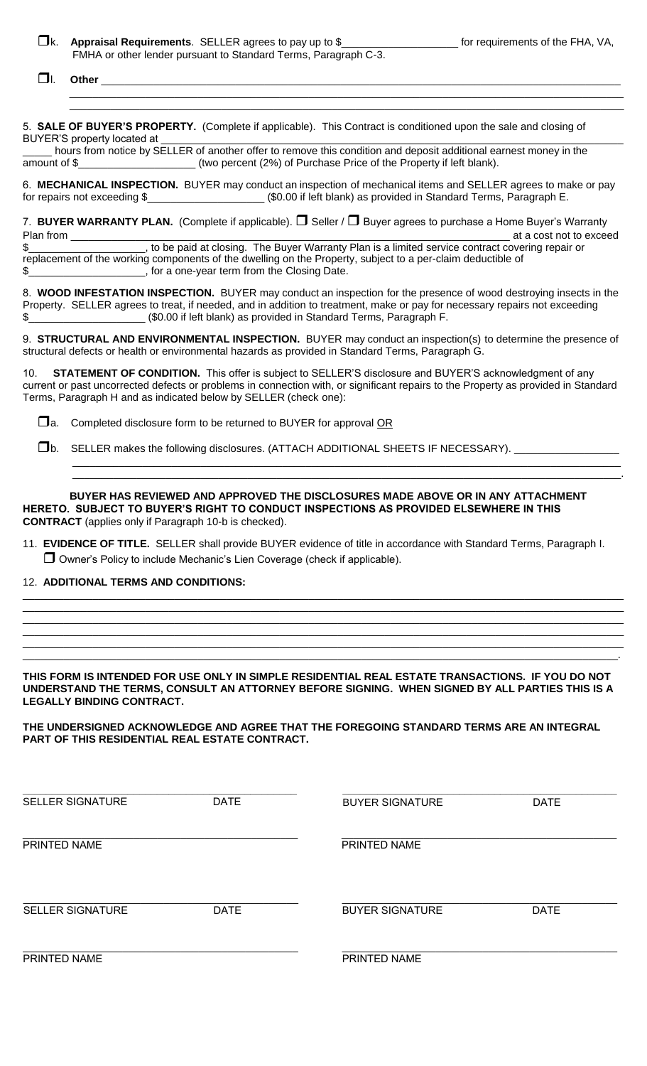☐k. **Appraisal Requirements**. SELLER agrees to pay up to $\_\_\_\_\_\_\_\_\_\_\_\_\_\_\_\_\_\_\_\_ for requirements of the FHA, VA, FMHA or other lender pursuant to Standard Terms, Paragraph C-3.

☐l. **Other** \_\_\_\_\_\_\_\_\_\_\_\_\_\_\_\_\_\_\_\_\_\_\_\_\_\_\_\_\_\_\_\_\_\_\_\_\_\_\_\_\_\_\_\_\_\_\_\_\_\_\_\_\_\_\_\_\_\_\_\_\_\_\_\_\_\_\_\_\_\_\_\_\_\_\_\_\_\_

5. **SALE OF BUYER'S PROPERTY.** (Complete if applicable). This Contract is conditioned upon the sale and closing of BUYER'S property located at \_\_\_\_\_\_\_\_\_\_\_\_\_\_\_\_\_\_\_\_\_\_\_\_\_\_\_\_\_\_\_\_\_\_\_\_\_\_\_\_\_\_\_\_\_\_\_\_\_\_\_\_\_\_\_\_\_\_\_\_\_\_\_\_\_\_\_\_\_\_\_\_
\_\_\_\_\_ hours from notice by SELLER of another offer to remove this condition and deposit additional earnest money in the amount of $\_\_\_\_\_\_\_\_\_\_\_\_\_\_\_\_\_\_\_\_ (two percent (2%) of Purchase Price of the Property if left blank).

6. **MECHANICAL INSPECTION.** BUYER may conduct an inspection of mechanical items and SELLER agrees to make or pay for repairs not exceeding $\_\_\_\_\_\_\_\_\_\_\_\_\_\_\_\_\_\_\_\_ ($0.00 if left blank) as provided in Standard Terms, Paragraph E.

7. **BUYER WARRANTY PLAN.** (Complete if applicable). ☐ Seller / ☐ Buyer agrees to purchase a Home Buyer's Warranty Plan from \_\_\_\_\_\_\_\_\_\_\_\_\_\_\_\_\_\_\_\_\_\_\_\_\_\_\_\_\_\_\_\_\_\_\_\_\_\_\_\_\_\_\_\_\_\_\_\_\_\_\_\_\_\_\_\_\_\_\_\_\_\_\_\_\_\_\_\_\_\_\_\_\_\_\_\_\_\_ at a cost not to exceed $\_\_\_\_\_\_\_\_\_\_\_\_\_\_\_\_\_\_\_\_, to be paid at closing. The Buyer Warranty Plan is a limited service contract covering repair or replacement of the working components of the dwelling on the Property, subject to a per-claim deductible of $\_\_\_\_\_\_\_\_\_\_\_\_\_\_\_\_\_\_\_\_, for a one-year term from the Closing Date.

8. **WOOD INFESTATION INSPECTION.** BUYER may conduct an inspection for the presence of wood destroying insects in the Property. SELLER agrees to treat, if needed, and in addition to treatment, make or pay for necessary repairs not exceeding $\_\_\_\_\_\_\_\_\_\_\_\_\_\_\_\_\_\_\_\_ ($0.00 if left blank) as provided in Standard Terms, Paragraph F.

9. **STRUCTURAL AND ENVIRONMENTAL INSPECTION.** BUYER may conduct an inspection(s) to determine the presence of structural defects or health or environmental hazards as provided in Standard Terms, Paragraph G.

10. **STATEMENT OF CONDITION.** This offer is subject to SELLER'S disclosure and BUYER'S acknowledgment of any current or past uncorrected defects or problems in connection with, or significant repairs to the Property as provided in Standard Terms, Paragraph H and as indicated below by SELLER (check one):

☐a. Completed disclosure form to be returned to BUYER for approval OR

☐b. SELLER makes the following disclosures. (ATTACH ADDITIONAL SHEETS IF NECESSARY). \_\_\_\_\_\_\_\_\_\_\_\_\_\_\_\_\_\_\_\_

**BUYER HAS REVIEWED AND APPROVED THE DISCLOSURES MADE ABOVE OR IN ANY ATTACHMENT HERETO. SUBJECT TO BUYER'S RIGHT TO CONDUCT INSPECTIONS AS PROVIDED ELSEWHERE IN THIS CONTRACT** (applies only if Paragraph 10-b is checked).

11. **EVIDENCE OF TITLE.** SELLER shall provide BUYER evidence of title in accordance with Standard Terms, Paragraph I.
☐ Owner's Policy to include Mechanic's Lien Coverage (check if applicable).

12. **ADDITIONAL TERMS AND CONDITIONS:**

**THIS FORM IS INTENDED FOR USE ONLY IN SIMPLE RESIDENTIAL REAL ESTATE TRANSACTIONS. IF YOU DO NOT UNDERSTAND THE TERMS, CONSULT AN ATTORNEY BEFORE SIGNING. WHEN SIGNED BY ALL PARTIES THIS IS A LEGALLY BINDING CONTRACT.**

**THE UNDERSIGNED ACKNOWLEDGE AND AGREE THAT THE FOREGOING STANDARD TERMS ARE AN INTEGRAL PART OF THIS RESIDENTIAL REAL ESTATE CONTRACT.**

| | | | |
|---|---|---|---|
| SELLER SIGNATURE | DATE | BUYER SIGNATURE | DATE |
| PRINTED NAME | | PRINTED NAME | |
| SELLER SIGNATURE | DATE | BUYER SIGNATURE | DATE |
| PRINTED NAME | | PRINTED NAME | |